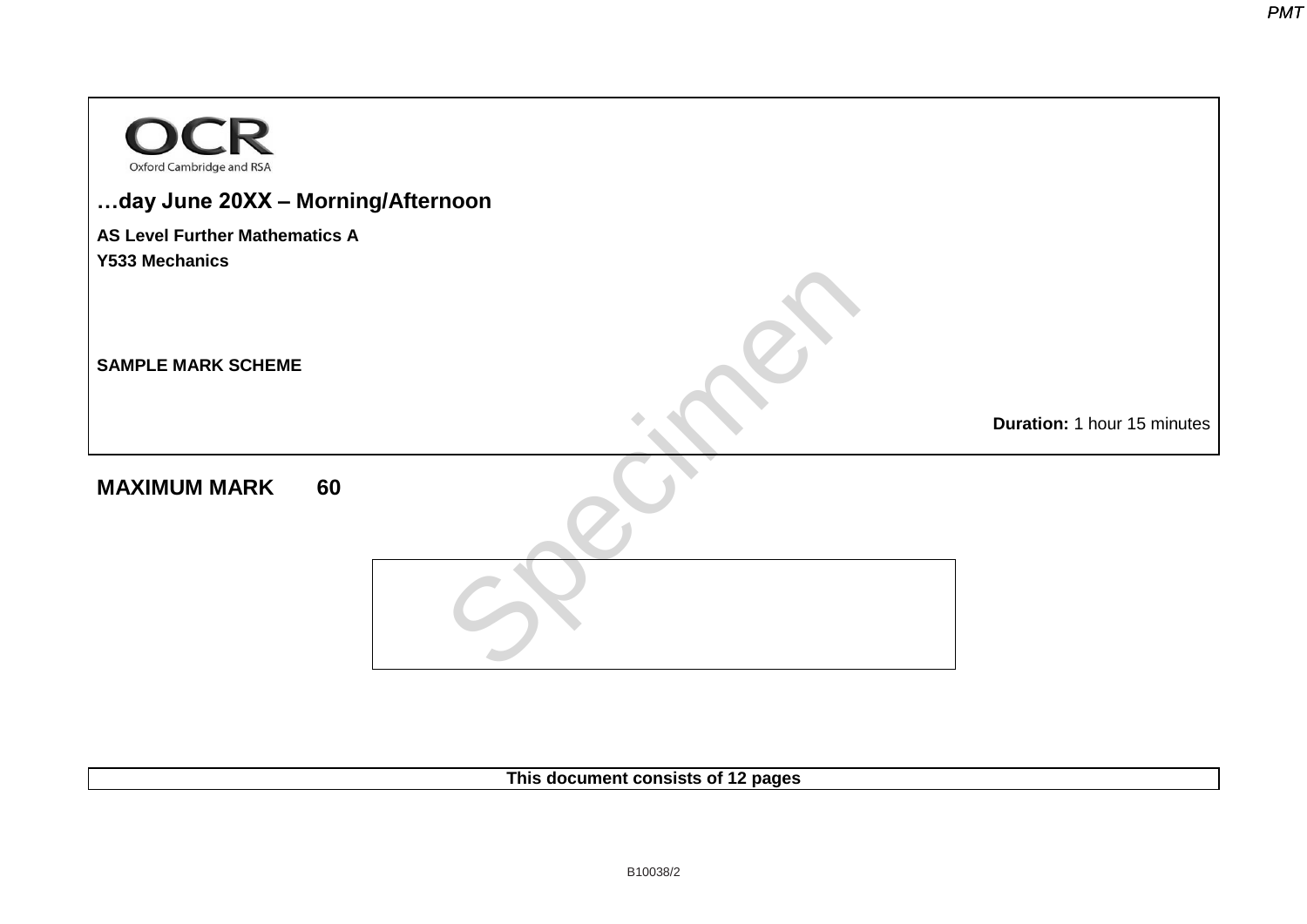OCR
Oxford Cambridge and RSA

**…day June 20XX – Morning/Afternoon**

**AS Level Further Mathematics A**
**Y533 Mechanics**

**SAMPLE MARK SCHEME**

**Duration:** 1 hour 15 minutes

**MAXIMUM MARK 60**

**This document consists of 12 pages**

B10038/2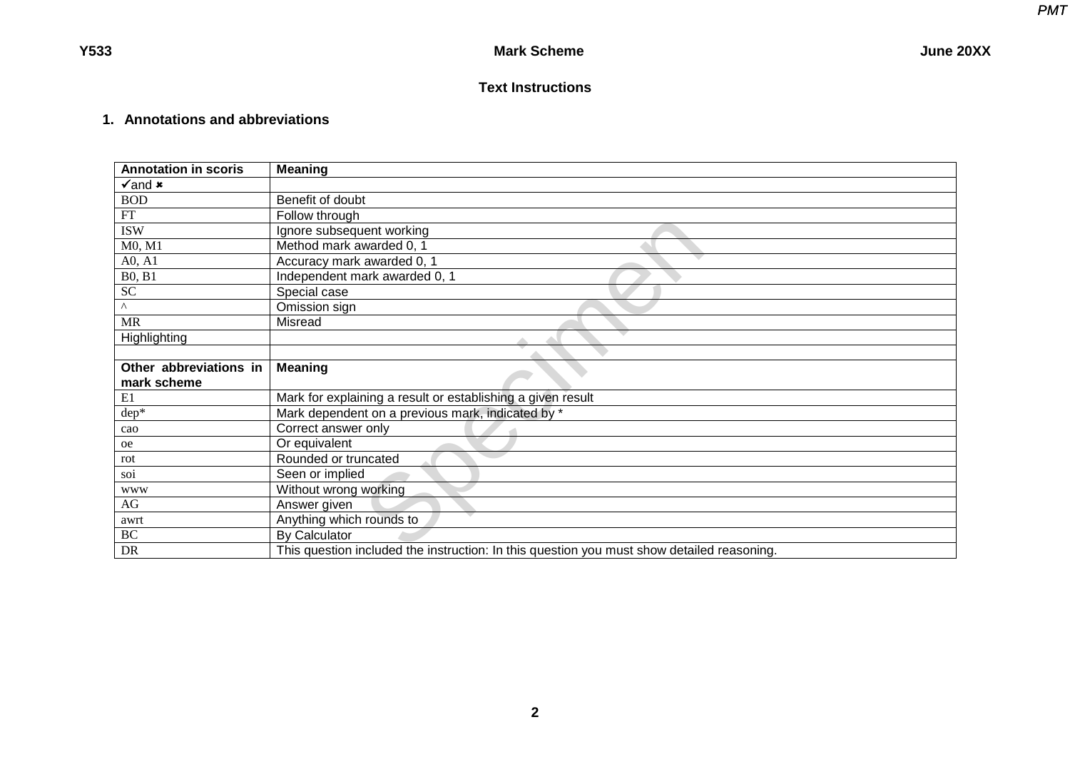# Text Instructions

## 1. Annotations and abbreviations

| Annotation in scoris | Meaning |
|---|---|
| ✔and ✖ | |
| BOD | Benefit of doubt |
| FT | Follow through |
| ISW | Ignore subsequent working |
| M0, M1 | Method mark awarded 0, 1 |
| A0, A1 | Accuracy mark awarded 0, 1 |
| B0, B1 | Independent mark awarded 0, 1 |
| SC | Special case |
| ^ | Omission sign |
| MR | Misread |
| Highlighting | |
| | |
| **Other abbreviations in mark scheme** | **Meaning** |
| E1 | Mark for explaining a result or establishing a given result |
| dep* | Mark dependent on a previous mark, indicated by * |
| cao | Correct answer only |
| oe | Or equivalent |
| rot | Rounded or truncated |
| soi | Seen or implied |
| www | Without wrong working |
| AG | Answer given |
| awrt | Anything which rounds to |
| BC | By Calculator |
| DR | This question included the instruction: In this question you must show detailed reasoning. |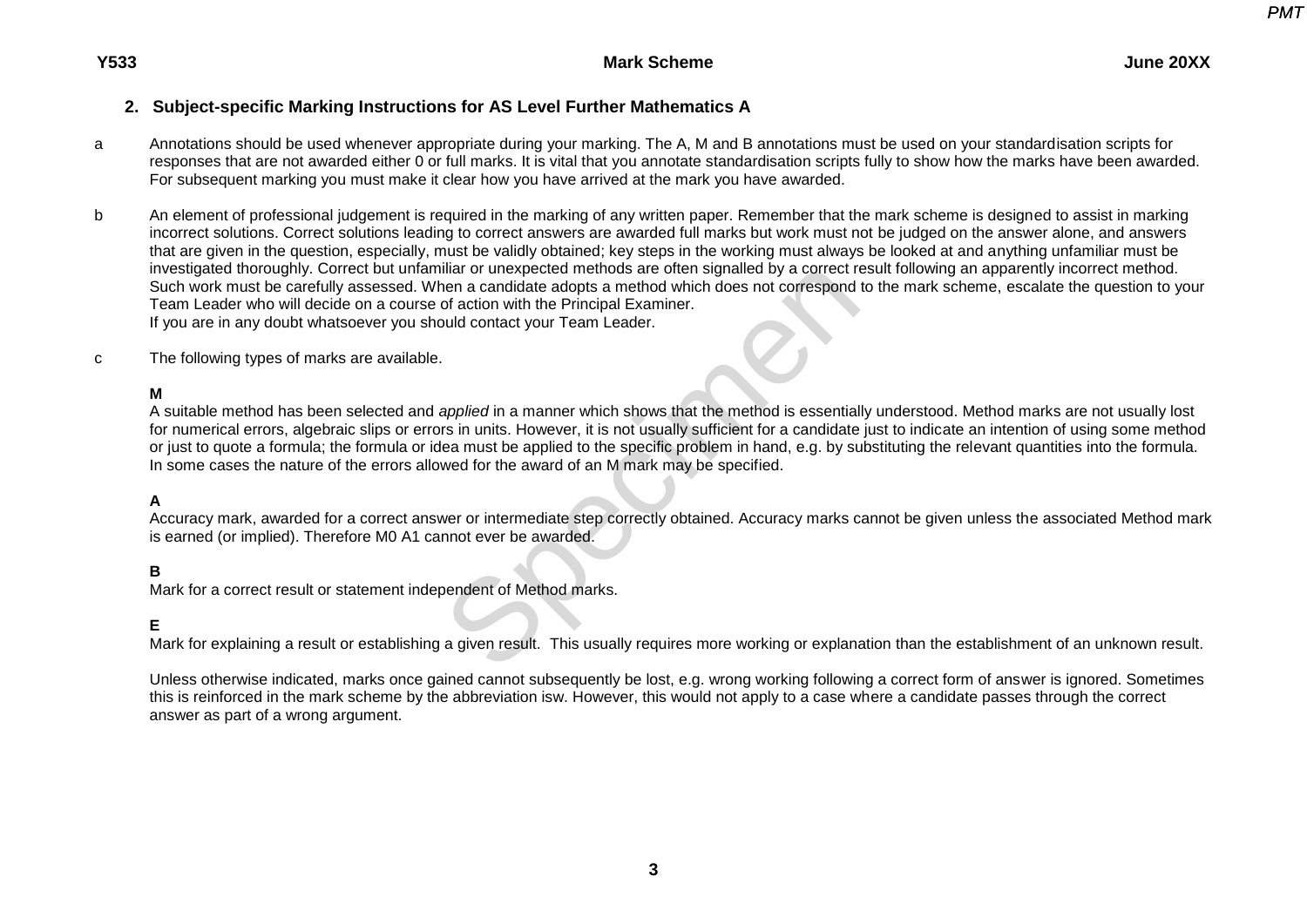## 2. Subject-specific Marking Instructions for AS Level Further Mathematics A

a Annotations should be used whenever appropriate during your marking. The A, M and B annotations must be used on your standardisation scripts for responses that are not awarded either 0 or full marks. It is vital that you annotate standardisation scripts fully to show how the marks have been awarded. For subsequent marking you must make it clear how you have arrived at the mark you have awarded.

b An element of professional judgement is required in the marking of any written paper. Remember that the mark scheme is designed to assist in marking incorrect solutions. Correct solutions leading to correct answers are awarded full marks but work must not be judged on the answer alone, and answers that are given in the question, especially, must be validly obtained; key steps in the working must always be looked at and anything unfamiliar must be investigated thoroughly. Correct but unfamiliar or unexpected methods are often signalled by a correct result following an apparently incorrect method. Such work must be carefully assessed. When a candidate adopts a method which does not correspond to the mark scheme, escalate the question to your Team Leader who will decide on a course of action with the Principal Examiner.
If you are in any doubt whatsoever you should contact your Team Leader.

c The following types of marks are available.

**M**
A suitable method has been selected and *applied* in a manner which shows that the method is essentially understood. Method marks are not usually lost for numerical errors, algebraic slips or errors in units. However, it is not usually sufficient for a candidate just to indicate an intention of using some method or just to quote a formula; the formula or idea must be applied to the specific problem in hand, e.g. by substituting the relevant quantities into the formula. In some cases the nature of the errors allowed for the award of an M mark may be specified.

**A**
Accuracy mark, awarded for a correct answer or intermediate step correctly obtained. Accuracy marks cannot be given unless the associated Method mark is earned (or implied). Therefore M0 A1 cannot ever be awarded.

**B**
Mark for a correct result or statement independent of Method marks.

**E**
Mark for explaining a result or establishing a given result. This usually requires more working or explanation than the establishment of an unknown result.

Unless otherwise indicated, marks once gained cannot subsequently be lost, e.g. wrong working following a correct form of answer is ignored. Sometimes this is reinforced in the mark scheme by the abbreviation isw. However, this would not apply to a case where a candidate passes through the correct answer as part of a wrong argument.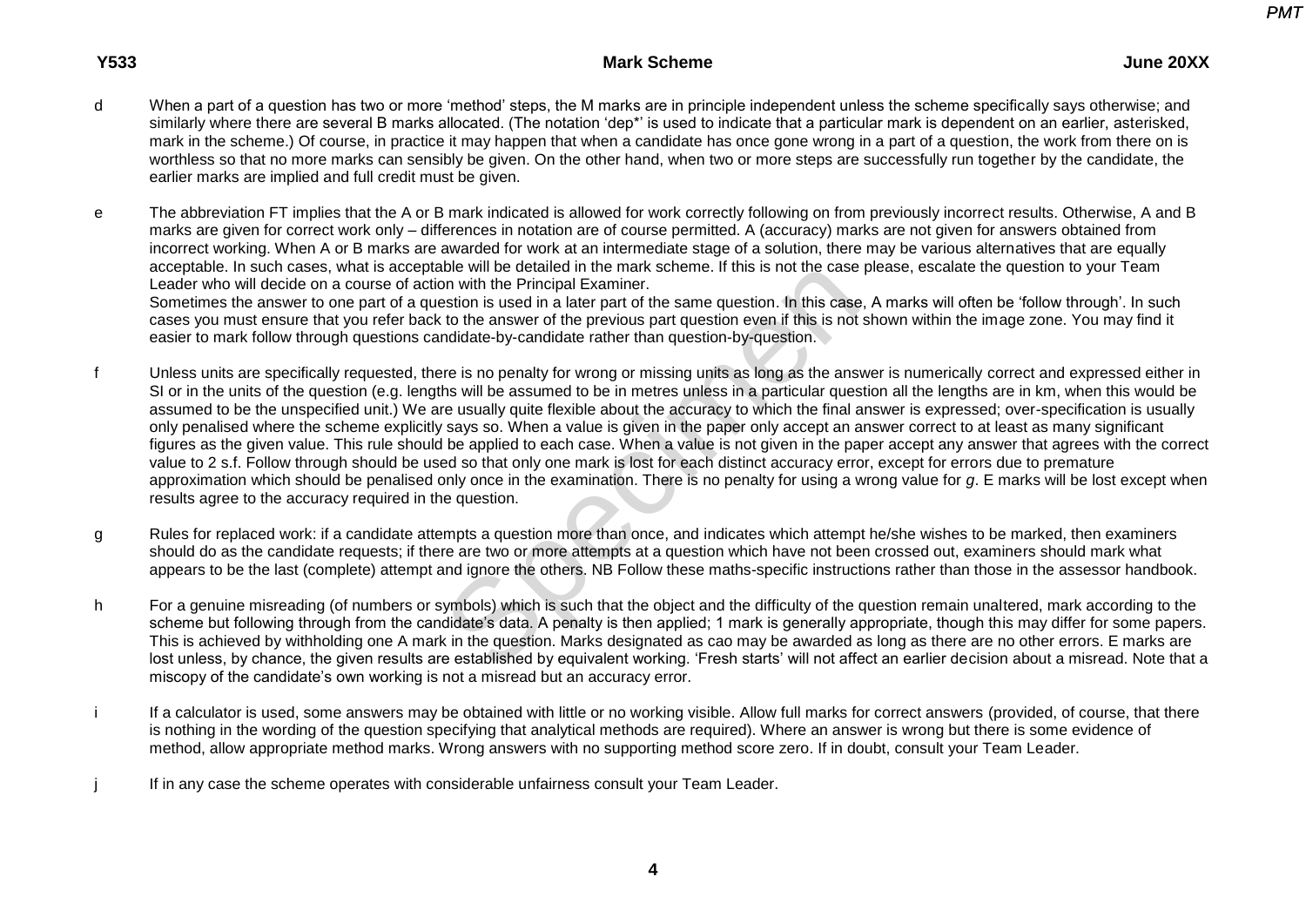d When a part of a question has two or more 'method' steps, the M marks are in principle independent unless the scheme specifically says otherwise; and similarly where there are several B marks allocated. (The notation 'dep*' is used to indicate that a particular mark is dependent on an earlier, asterisked, mark in the scheme.) Of course, in practice it may happen that when a candidate has once gone wrong in a part of a question, the work from there on is worthless so that no more marks can sensibly be given. On the other hand, when two or more steps are successfully run together by the candidate, the earlier marks are implied and full credit must be given.

e The abbreviation FT implies that the A or B mark indicated is allowed for work correctly following on from previously incorrect results. Otherwise, A and B marks are given for correct work only – differences in notation are of course permitted. A (accuracy) marks are not given for answers obtained from incorrect working. When A or B marks are awarded for work at an intermediate stage of a solution, there may be various alternatives that are equally acceptable. In such cases, what is acceptable will be detailed in the mark scheme. If this is not the case please, escalate the question to your Team Leader who will decide on a course of action with the Principal Examiner.
Sometimes the answer to one part of a question is used in a later part of the same question. In this case, A marks will often be 'follow through'. In such cases you must ensure that you refer back to the answer of the previous part question even if this is not shown within the image zone. You may find it easier to mark follow through questions candidate-by-candidate rather than question-by-question.

f Unless units are specifically requested, there is no penalty for wrong or missing units as long as the answer is numerically correct and expressed either in SI or in the units of the question (e.g. lengths will be assumed to be in metres unless in a particular question all the lengths are in km, when this would be assumed to be the unspecified unit.) We are usually quite flexible about the accuracy to which the final answer is expressed; over-specification is usually only penalised where the scheme explicitly says so. When a value is given in the paper only accept an answer correct to at least as many significant figures as the given value. This rule should be applied to each case. When a value is not given in the paper accept any answer that agrees with the correct value to 2 s.f. Follow through should be used so that only one mark is lost for each distinct accuracy error, except for errors due to premature approximation which should be penalised only once in the examination. There is no penalty for using a wrong value for $g$. E marks will be lost except when results agree to the accuracy required in the question.

g Rules for replaced work: if a candidate attempts a question more than once, and indicates which attempt he/she wishes to be marked, then examiners should do as the candidate requests; if there are two or more attempts at a question which have not been crossed out, examiners should mark what appears to be the last (complete) attempt and ignore the others. NB Follow these maths-specific instructions rather than those in the assessor handbook.

h For a genuine misreading (of numbers or symbols) which is such that the object and the difficulty of the question remain unaltered, mark according to the scheme but following through from the candidate's data. A penalty is then applied; 1 mark is generally appropriate, though this may differ for some papers. This is achieved by withholding one A mark in the question. Marks designated as cao may be awarded as long as there are no other errors. E marks are lost unless, by chance, the given results are established by equivalent working. 'Fresh starts' will not affect an earlier decision about a misread. Note that a miscopy of the candidate's own working is not a misread but an accuracy error.

i If a calculator is used, some answers may be obtained with little or no working visible. Allow full marks for correct answers (provided, of course, that there is nothing in the wording of the question specifying that analytical methods are required). Where an answer is wrong but there is some evidence of method, allow appropriate method marks. Wrong answers with no supporting method score zero. If in doubt, consult your Team Leader.

j If in any case the scheme operates with considerable unfairness consult your Team Leader.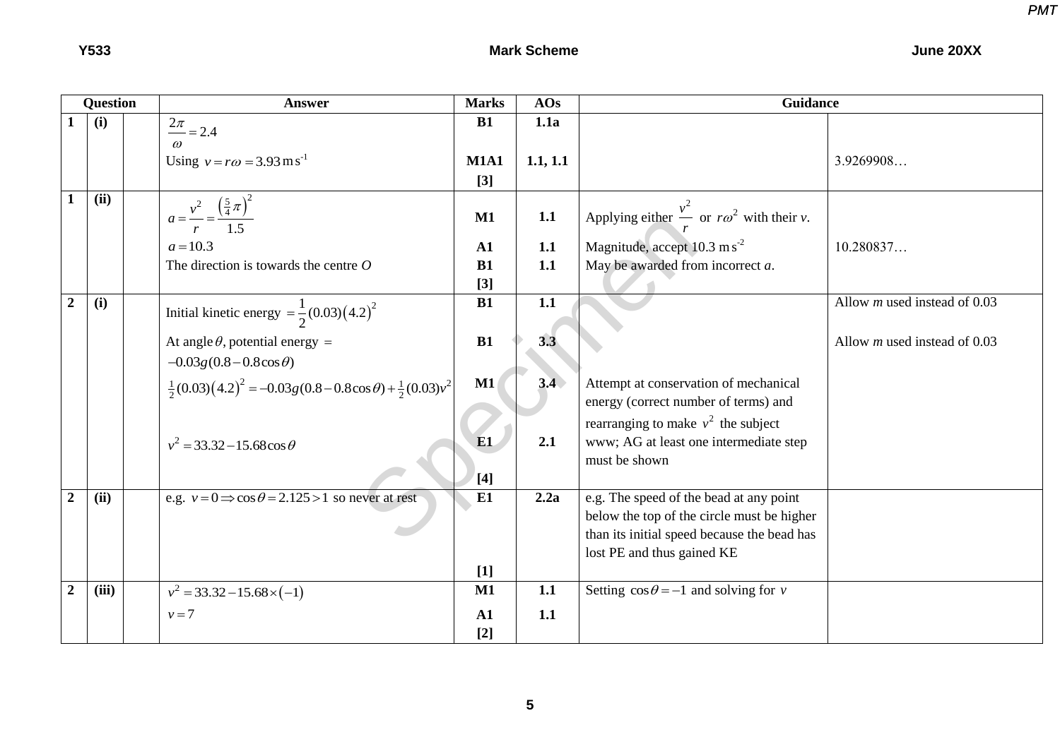| Question | | | Answer | Marks | AOs | Guidance | |
|---|---|---|---|---|---|---|---|
| 1 | (i) | | $\frac{2\pi}{\omega} = 2.4$ | B1 | 1.1a | | |
| | | | Using $v = r\omega = 3.93\,\text{m}\,\text{s}^{-1}$ | M1A1 | 1.1, 1.1 | | 3.9269908… |
| | | | | [3] | | | |
| 1 | (ii) | | $a = \frac{v^2}{r} = \frac{\left(\frac{5}{4}\pi\right)^2}{1.5}$ | M1 | 1.1 | Applying either $\frac{v^2}{r}$ or $r\omega^2$ with their *v*. | |
| | | | $a = 10.3$ | A1 | 1.1 | Magnitude, accept $10.3\,\text{m}\,\text{s}^{-2}$ | 10.280837… |
| | | | The direction is towards the centre *O* | B1 | 1.1 | May be awarded from incorrect *a*. | |
| | | | | [3] | | | |
| 2 | (i) | | Initial kinetic energy $= \frac{1}{2}(0.03)(4.2)^2$ | B1 | 1.1 | | Allow *m* used instead of 0.03 |
| | | | At angle $\theta$, potential energy $= -0.03g(0.8 - 0.8\cos\theta)$ | B1 | 3.3 | | Allow *m* used instead of 0.03 |
| | | | $\frac{1}{2}(0.03)(4.2)^2 = -0.03g(0.8 - 0.8\cos\theta) + \frac{1}{2}(0.03)v^2$ | M1 | 3.4 | Attempt at conservation of mechanical energy (correct number of terms) and rearranging to make $v^2$ the subject | |
| | | | $v^2 = 33.32 - 15.68\cos\theta$ | E1 | 2.1 | www; AG at least one intermediate step must be shown | |
| | | | | [4] | | | |
| 2 | (ii) | | e.g. $v = 0 \Rightarrow \cos\theta = 2.125 > 1$ so never at rest | E1 | 2.2a | e.g. The speed of the bead at any point below the top of the circle must be higher than its initial speed because the bead has lost PE and thus gained KE | |
| | | | | [1] | | | |
| 2 | (iii) | | $v^2 = 33.32 - 15.68 \times (-1)$ | M1 | 1.1 | Setting $\cos\theta = -1$ and solving for $v$ | |
| | | | $v = 7$ | A1 | 1.1 | | |
| | | | | [2] | | | |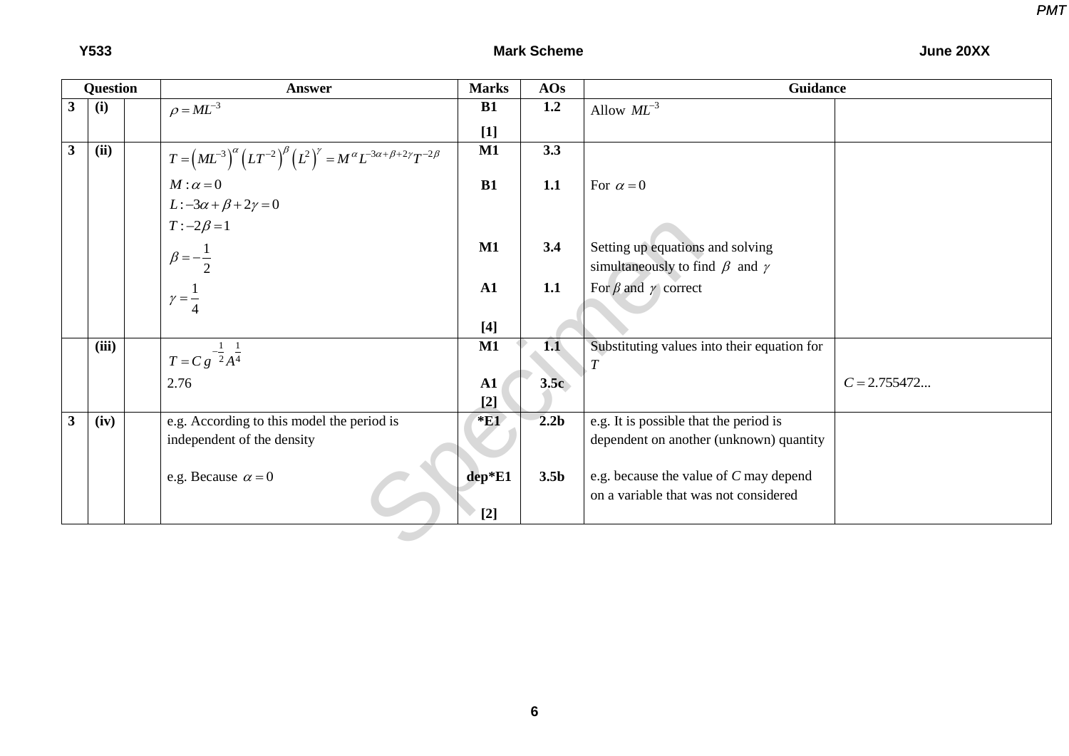| Question | | | Answer | Marks | AOs | Guidance | |
|---|---|---|---|---|---|---|---|
| 3 | (i) | | $\rho = ML^{-3}$ | B1<br>[1] | 1.2 | Allow $ML^{-3}$ | |
| 3 | (ii) | | $T = \left(ML^{-3}\right)^{\alpha}\left(LT^{-2}\right)^{\beta}\left(L^{2}\right)^{\gamma} = M^{\alpha}L^{-3\alpha+\beta+2\gamma}T^{-2\beta}$ | M1 | 3.3 | | |
| | | | $M : \alpha = 0$<br>$L : -3\alpha + \beta + 2\gamma = 0$<br>$T : -2\beta = 1$ | B1 | 1.1 | For $\alpha = 0$ | |
| | | | $\beta = -\frac{1}{2}$ | M1 | 3.4 | Setting up equations and solving simultaneously to find $\beta$ and $\gamma$ | |
| | | | $\gamma = \frac{1}{4}$ | A1<br>[4] | 1.1 | For $\beta$ and $\gamma$ correct | |
| | (iii) | | $T = C\,g^{-\frac{1}{2}}A^{\frac{1}{4}}$ | M1 | 1.1 | Substituting values into their equation for $T$ | |
| | | | 2.76 | A1<br>[2] | 3.5c | | $C = 2.755472...$ |
| 3 | (iv) | | e.g. According to this model the period is independent of the density | *E1 | 2.2b | e.g. It is possible that the period is dependent on another (unknown) quantity | |
| | | | e.g. Because $\alpha = 0$ | dep*E1<br>[2] | 3.5b | e.g. because the value of $C$ may depend on a variable that was not considered | |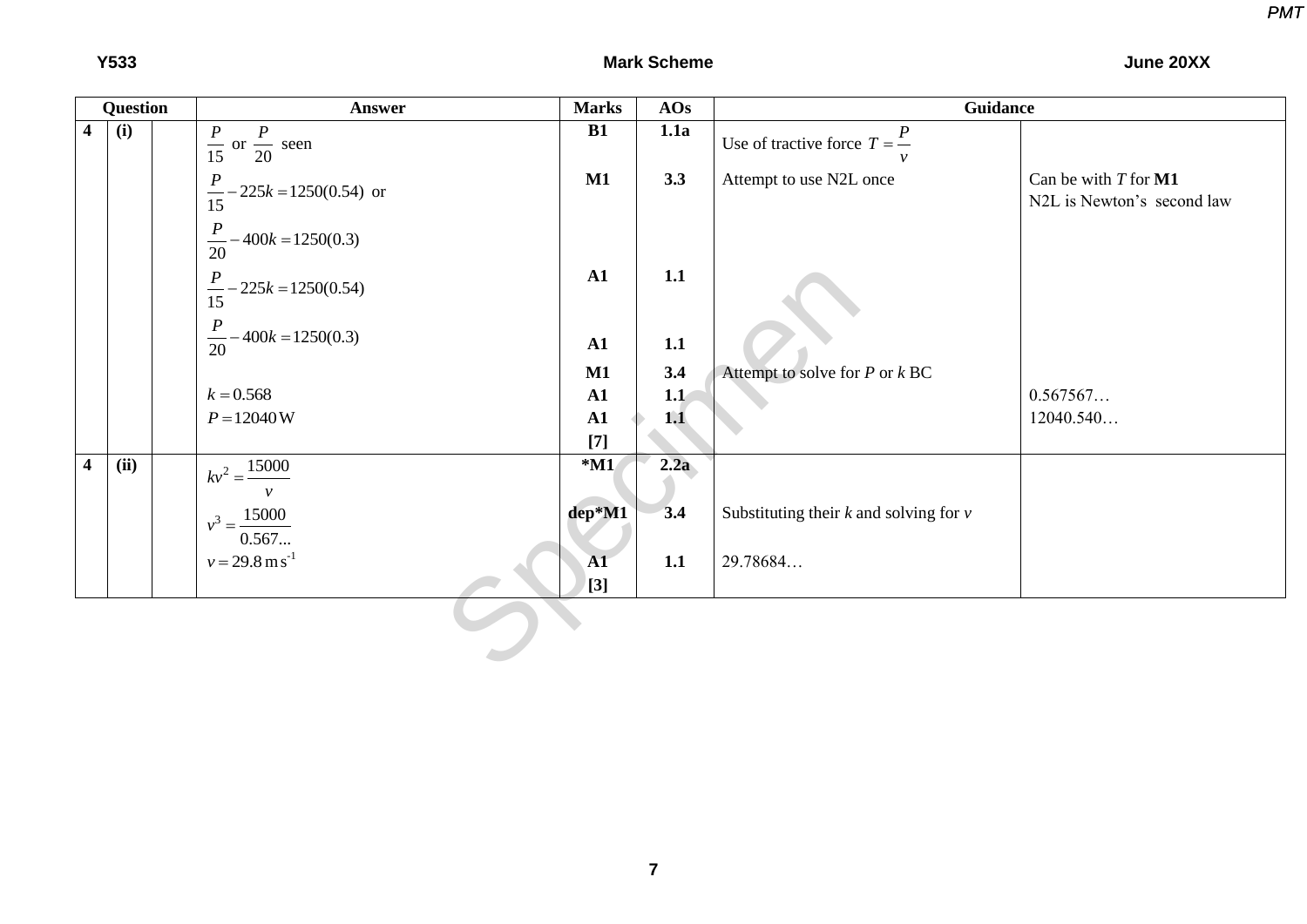| Question | | | Answer | Marks | AOs | Guidance | |
|---|---|---|---|---|---|---|---|
| 4 | (i) | | $\frac{P}{15}$ or $\frac{P}{20}$ seen | B1 | 1.1a | Use of tractive force $T = \frac{P}{v}$ | |
| | | | $\frac{P}{15} - 225k = 1250(0.54)$ or $\frac{P}{20} - 400k = 1250(0.3)$ | M1 | 3.3 | Attempt to use N2L once | Can be with $T$ for **M1** N2L is Newton's second law |
| | | | $\frac{P}{15} - 225k = 1250(0.54)$ | A1 | 1.1 | | |
| | | | $\frac{P}{20} - 400k = 1250(0.3)$ | A1 | 1.1 | | |
| | | | | M1 | 3.4 | Attempt to solve for $P$ or $k$ BC | |
| | | | $k = 0.568$ | A1 | 1.1 | | 0.567567… |
| | | | $P = 12040\,\text{W}$ | A1 | 1.1 | | 12040.540… |
| | | | | [7] | | | |
| 4 | (ii) | | $kv^2 = \frac{15000}{v}$ | *M1 | 2.2a | | |
| | | | $v^3 = \frac{15000}{0.567...}$ | dep*M1 | 3.4 | Substituting their $k$ and solving for $v$ | |
| | | | $v = 29.8\,\text{m}\,\text{s}^{-1}$ | A1 | 1.1 | 29.78684… | |
| | | | | [3] | | | |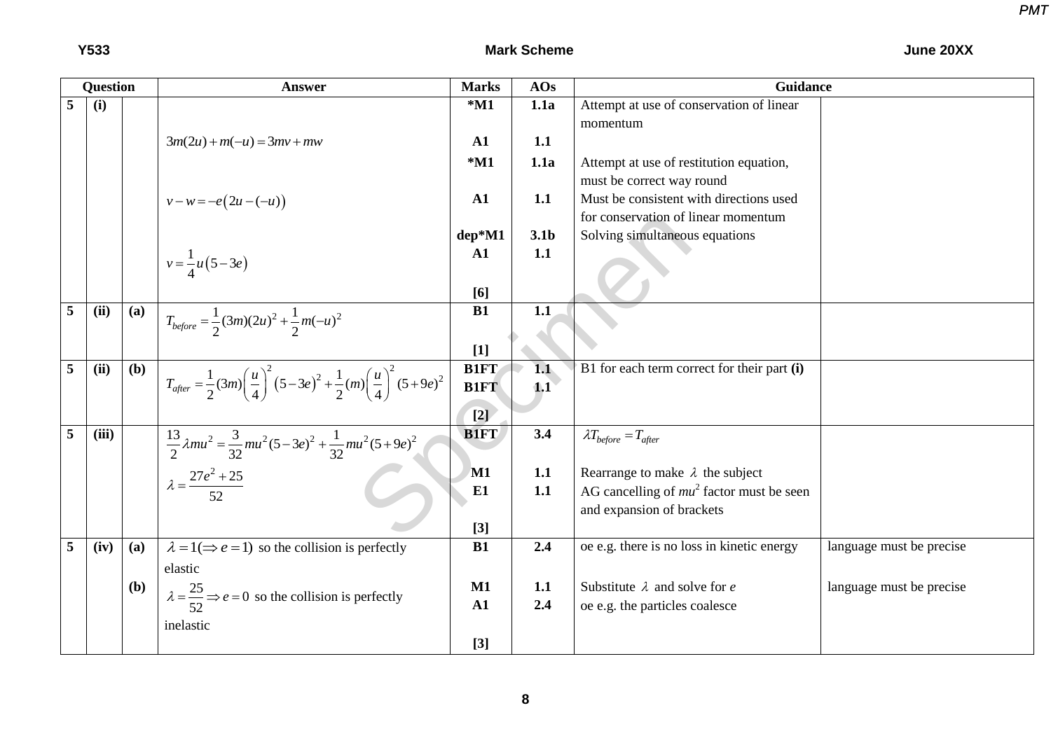| Question | | | Answer | Marks | AOs | Guidance | |
|---|---|---|---|---|---|---|---|
| 5 | (i) | | | *M1 | 1.1a | Attempt at use of conservation of linear momentum | |
| | | | $3m(2u)+m(-u)=3mv+mw$ | A1 | 1.1 | | |
| | | | | *M1 | 1.1a | Attempt at use of restitution equation, must be correct way round | |
| | | | $v-w=-e\left(2u-(-u)\right)$ | A1 | 1.1 | Must be consistent with directions used for conservation of linear momentum | |
| | | | | dep*M1 | 3.1b | Solving simultaneous equations | |
| | | | $v=\frac{1}{4}u\left(5-3e\right)$ | A1 | 1.1 | | |
| | | | | [6] | | | |
| 5 | (ii) | (a) | $T_{before}=\frac{1}{2}(3m)(2u)^2+\frac{1}{2}m(-u)^2$ | B1 | 1.1 | | |
| | | | | [1] | | | |
| 5 | (ii) | (b) | $T_{after}=\frac{1}{2}(3m)\left(\frac{u}{4}\right)^2\left(5-3e\right)^2+\frac{1}{2}(m)\left(\frac{u}{4}\right)^2(5+9e)^2$ | B1FT<br>B1FT | 1.1<br>1.1 | B1 for each term correct for their part **(i)** | |
| | | | | [2] | | | |
| 5 | (iii) | | $\frac{13}{2}\lambda mu^2=\frac{3}{32}mu^2(5-3e)^2+\frac{1}{32}mu^2(5+9e)^2$ | B1FT | 3.4 | $\lambda T_{before}=T_{after}$ | |
| | | | $\lambda=\frac{27e^2+25}{52}$ | M1<br>E1 | 1.1<br>1.1 | Rearrange to make $\lambda$ the subject<br>AG cancelling of $mu^2$ factor must be seen and expansion of brackets | |
| | | | | [3] | | | |
| 5 | (iv) | (a) | $\lambda=1(\Rightarrow e=1)$ so the collision is perfectly elastic | B1 | 2.4 | oe e.g. there is no loss in kinetic energy | language must be precise |
| | | (b) | $\lambda=\frac{25}{52}\Rightarrow e=0$ so the collision is perfectly inelastic | M1<br>A1 | 1.1<br>2.4 | Substitute $\lambda$ and solve for $e$<br>oe e.g. the particles coalesce | language must be precise |
| | | | | [3] | | | |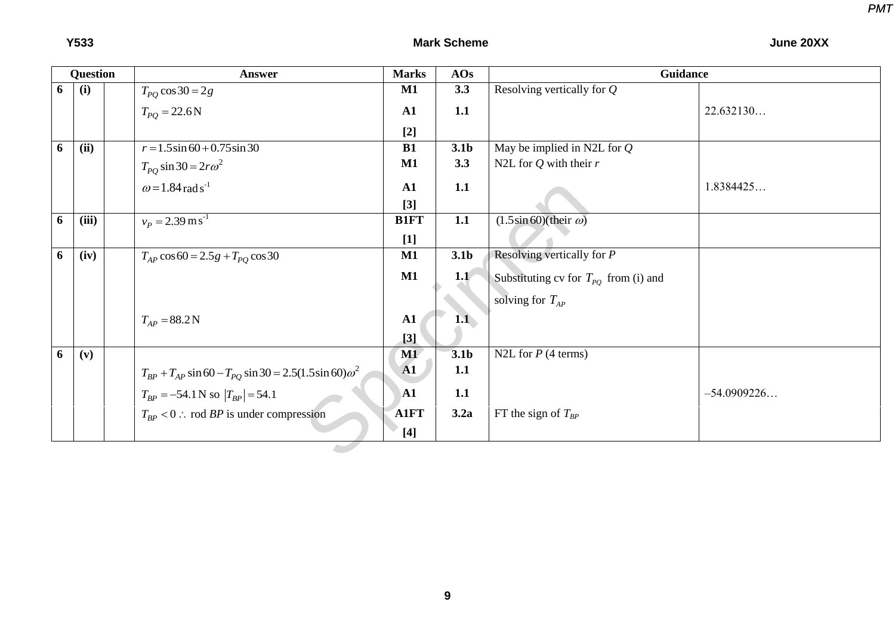| Question | | | Answer | Marks | AOs | Guidance | |
|---|---|---|---|---|---|---|---|
| 6 | (i) | | $T_{PQ}\cos 30 = 2g$ | M1 | 3.3 | Resolving vertically for $Q$ | |
| | | | $T_{PQ} = 22.6\,\text{N}$ | A1 | 1.1 | | 22.632130… |
| | | | | [2] | | | |
| 6 | (ii) | | $r = 1.5\sin 60 + 0.75\sin 30$ | B1 | 3.1b | May be implied in N2L for $Q$ | |
| | | | $T_{PQ}\sin 30 = 2r\omega^2$ | M1 | 3.3 | N2L for $Q$ with their $r$ | |
| | | | $\omega = 1.84\,\text{rad s}^{-1}$ | A1 | 1.1 | | 1.8384425… |
| | | | | [3] | | | |
| 6 | (iii) | | $v_P = 2.39\,\text{m s}^{-1}$ | B1FT | 1.1 | $(1.5\sin 60)$(their $\omega$) | |
| | | | | [1] | | | |
| 6 | (iv) | | $T_{AP}\cos 60 = 2.5g + T_{PQ}\cos 30$ | M1 | 3.1b | Resolving vertically for $P$ | |
| | | | | M1 | 1.1 | Substituting cv for $T_{PQ}$ from (i) and solving for $T_{AP}$ | |
| | | | $T_{AP} = 88.2\,\text{N}$ | A1 | 1.1 | | |
| | | | | [3] | | | |
| 6 | (v) | | | M1 | 3.1b | N2L for $P$ (4 terms) | |
| | | | $T_{BP} + T_{AP}\sin 60 - T_{PQ}\sin 30 = 2.5(1.5\sin 60)\omega^2$ | A1 | 1.1 | | |
| | | | $T_{BP} = -54.1\,\text{N}$ so $\lvert T_{BP}\rvert = 54.1$ | A1 | 1.1 | | –54.0909226… |
| | | | $T_{BP} < 0 \therefore$ rod $BP$ is under compression | A1FT | 3.2a | FT the sign of $T_{BP}$ | |
| | | | | [4] | | | |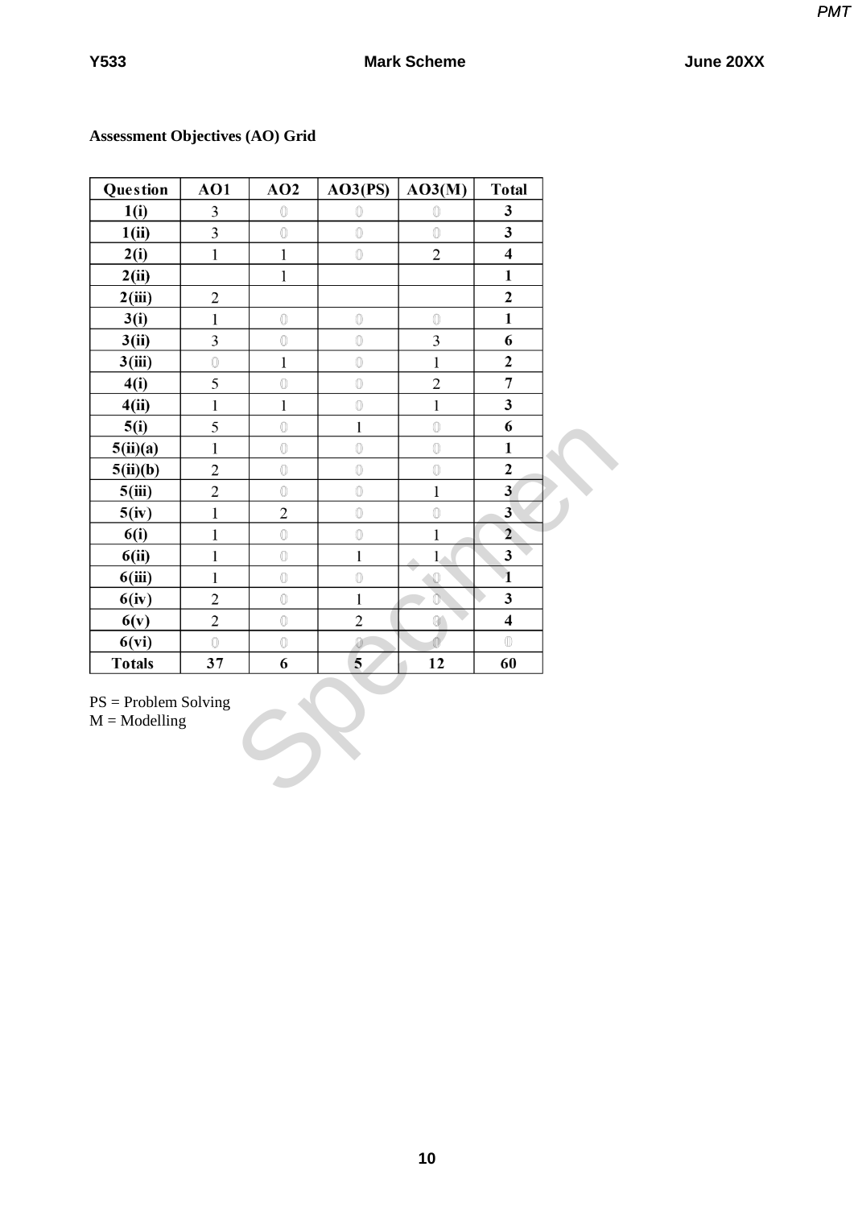**Assessment Objectives (AO) Grid**

| Question | AO1 | AO2 | AO3(PS) | AO3(M) | Total |
|---|---|---|---|---|---|
| 1(i) | 3 | 0 | 0 | 0 | 3 |
| 1(ii) | 3 | 0 | 0 | 0 | 3 |
| 2(i) | 1 | 1 | 0 | 2 | 4 |
| 2(ii) | | 1 | | | 1 |
| 2(iii) | 2 | | | | 2 |
| 3(i) | 1 | 0 | 0 | 0 | 1 |
| 3(ii) | 3 | 0 | 0 | 3 | 6 |
| 3(iii) | 0 | 1 | 0 | 1 | 2 |
| 4(i) | 5 | 0 | 0 | 2 | 7 |
| 4(ii) | 1 | 1 | 0 | 1 | 3 |
| 5(i) | 5 | 0 | 1 | 0 | 6 |
| 5(ii)(a) | 1 | 0 | 0 | 0 | 1 |
| 5(ii)(b) | 2 | 0 | 0 | 0 | 2 |
| 5(iii) | 2 | 0 | 0 | 1 | 3 |
| 5(iv) | 1 | 2 | 0 | 0 | 3 |
| 6(i) | 1 | 0 | 0 | 1 | 2 |
| 6(ii) | 1 | 0 | 1 | 1 | 3 |
| 6(iii) | 1 | 0 | 0 | 0 | 1 |
| 6(iv) | 2 | 0 | 1 | 0 | 3 |
| 6(v) | 2 | 0 | 2 | 0 | 4 |
| 6(vi) | 0 | 0 | 0 | 0 | 0 |
| Totals | 37 | 6 | 5 | 12 | 60 |

PS = Problem Solving
M = Modelling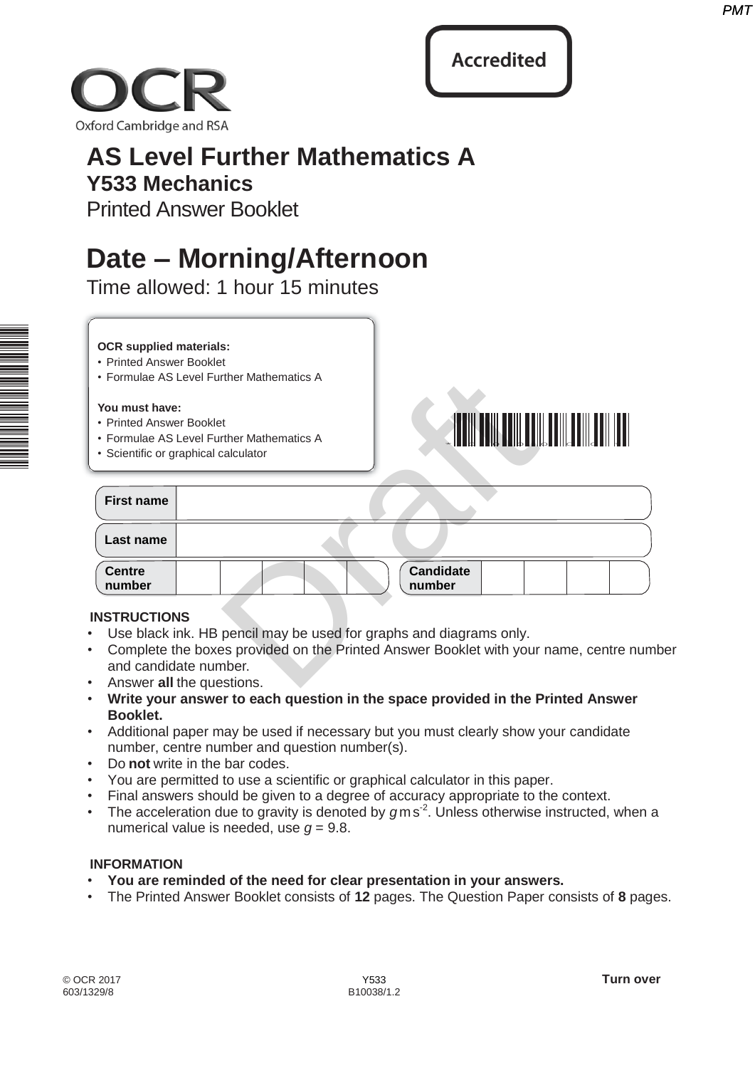Accredited

OCR
Oxford Cambridge and RSA

# AS Level Further Mathematics A
## Y533 Mechanics
Printed Answer Booklet

# Date – Morning/Afternoon
Time allowed: 1 hour 15 minutes

**OCR supplied materials:**
- Printed Answer Booklet
- Formulae AS Level Further Mathematics A

**You must have:**
- Printed Answer Booklet
- Formulae AS Level Further Mathematics A
- Scientific or graphical calculator

| First name | |
|---|---|
| Last name | |

| Centre number | | | | | | Candidate number | | | | |
|---|---|---|---|---|---|---|---|---|---|---|

**INSTRUCTIONS**
- Use black ink. HB pencil may be used for graphs and diagrams only.
- Complete the boxes provided on the Printed Answer Booklet with your name, centre number and candidate number.
- Answer **all** the questions.
- **Write your answer to each question in the space provided in the Printed Answer Booklet.**
- Additional paper may be used if necessary but you must clearly show your candidate number, centre number and question number(s).
- Do **not** write in the bar codes.
- You are permitted to use a scientific or graphical calculator in this paper.
- Final answers should be given to a degree of accuracy appropriate to the context.
- The acceleration due to gravity is denoted by $g\,\text{m}\,\text{s}^{-2}$. Unless otherwise instructed, when a numerical value is needed, use $g = 9.8$.

**INFORMATION**
- **You are reminded of the need for clear presentation in your answers.**
- The Printed Answer Booklet consists of **12** pages. The Question Paper consists of **8** pages.

© OCR 2017
603/1329/8

Y533
B10038/1.2

**Turn over**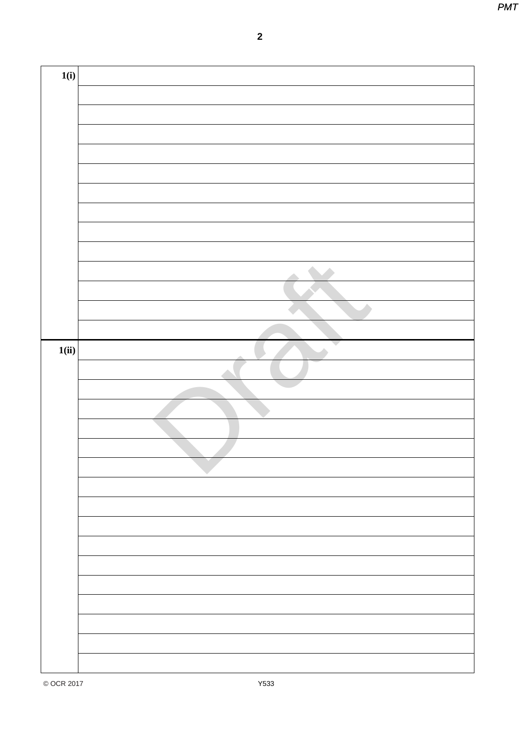| 1(i) | |
|---|---|
| | |
| | |
| | |
| | |
| | |
| | |
| | |
| | |
| | |
| | |
| | |
| | |
| | |
| **1(ii)** | |
| | |
| | |
| | |
| | |
| | |
| | |
| | |
| | |
| | |
| | |
| | |
| | |
| | |
| | |
| | |
| | |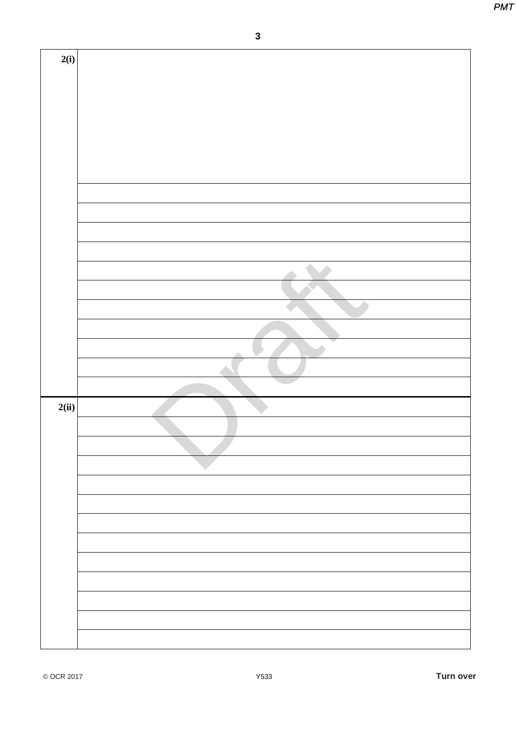2(i)

2(ii)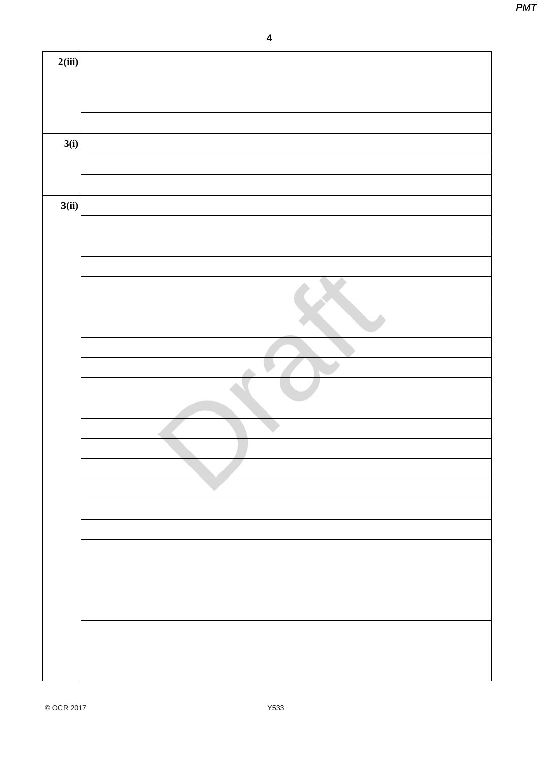| | |
|---|---|
| **2(iii)** | |
| | |
| | |
| | |
| **3(i)** | |
| | |
| | |
| **3(ii)** | |
| | |
| | |
| | |
| | |
| | |
| | |
| | |
| | |
| | |
| | |
| | |
| | |
| | |
| | |
| | |
| | |
| | |
| | |
| | |
| | |
| | |
| | |
| | |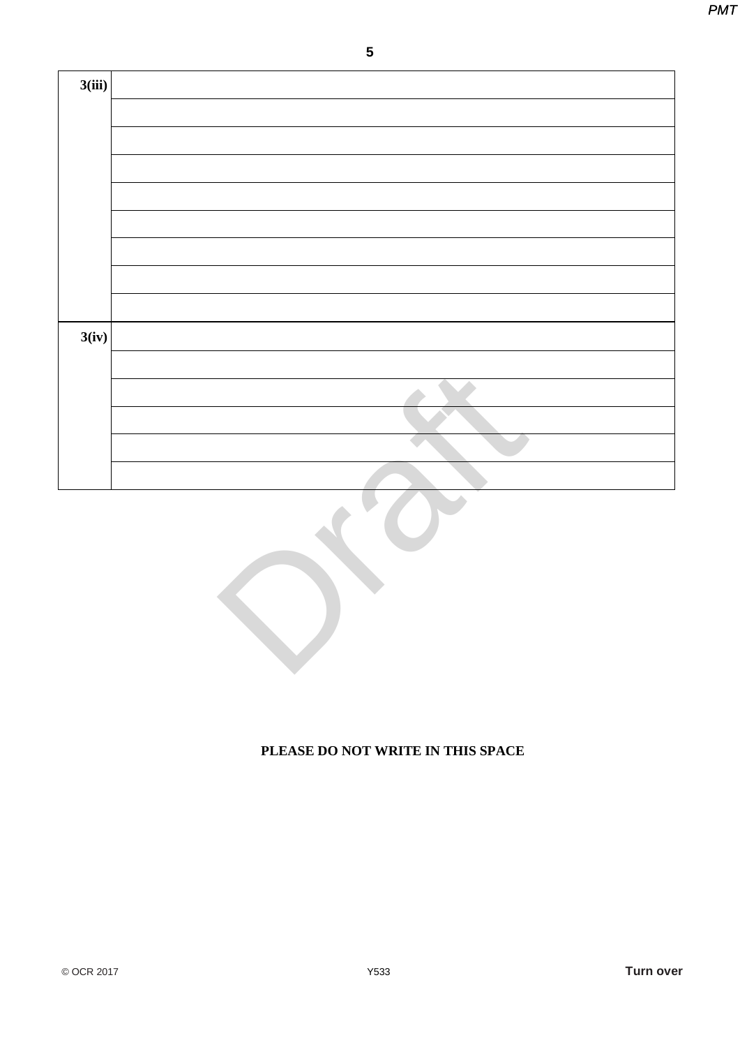| 3(iii) | |
|---|---|
| | |
| | |
| | |
| | |
| | |
| | |
| | |
| | |

| 3(iv) | |
|---|---|
| | |
| | |
| | |
| | |
| | |

**PLEASE DO NOT WRITE IN THIS SPACE**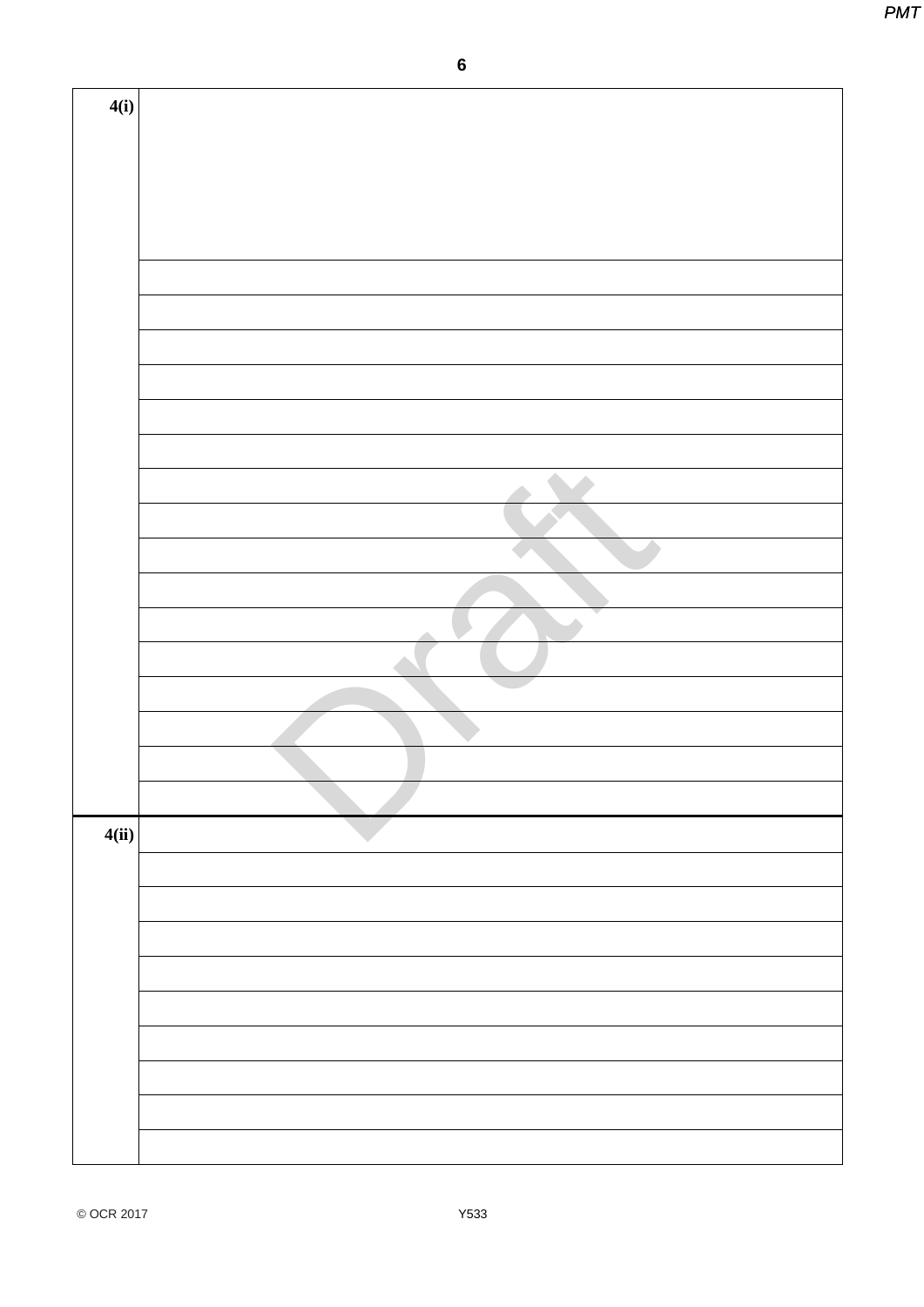| | |
|---|---|
| **4(i)** | |
| | |
| | |
| | |
| | |
| | |
| | |
| | |
| | |
| | |
| | |
| | |
| | |
| | |
| | |
| | |
| | |
| **4(ii)** | |
| | |
| | |
| | |
| | |
| | |
| | |
| | |
| | |
| | |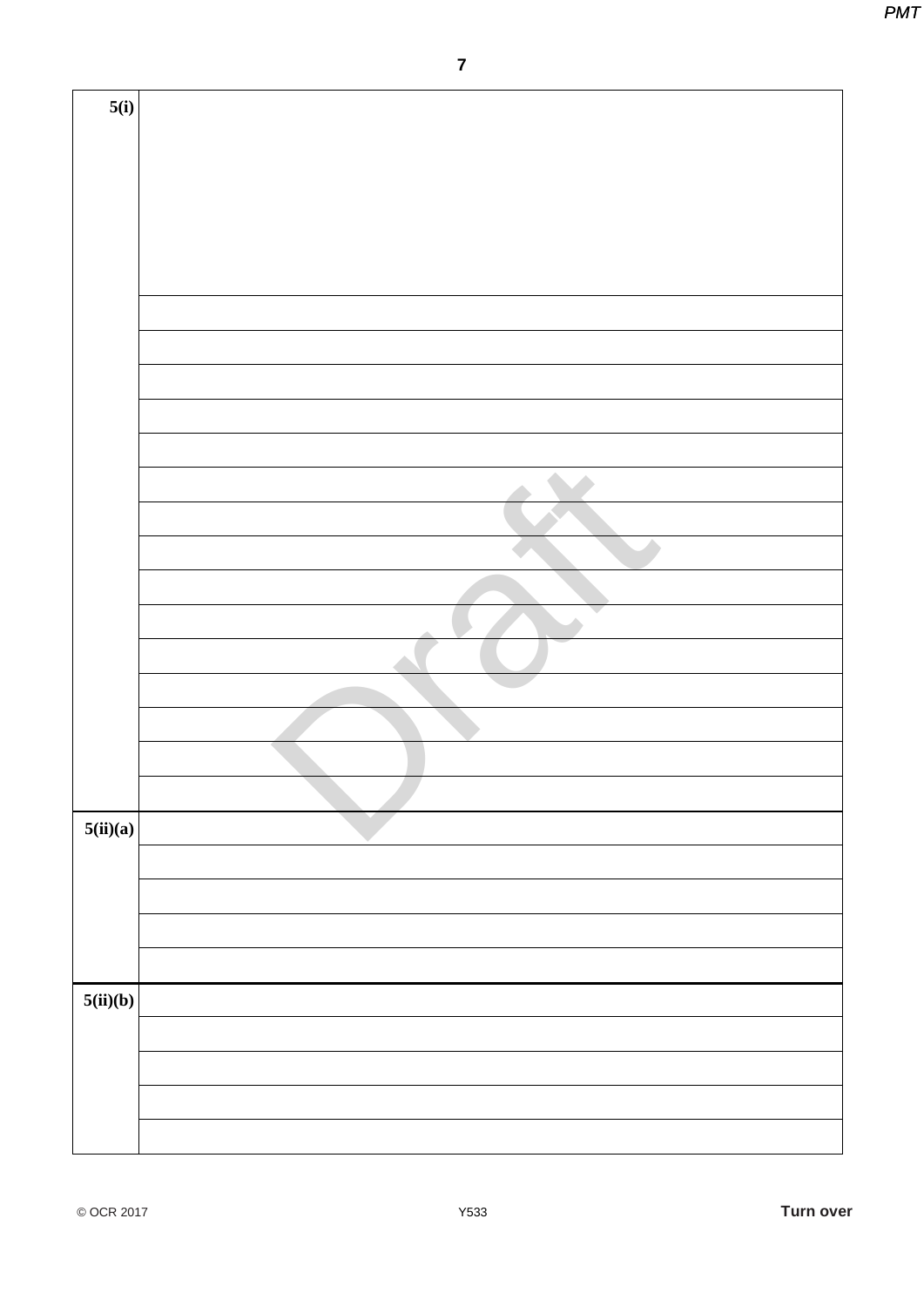| | |
|---|---|
| 5(i) | |
| | |
| | |
| | |
| | |
| | |
| | |
| | |
| | |
| | |
| | |
| | |
| | |
| | |
| | |
| | |
| 5(ii)(a) | |
| | |
| | |
| | |
| | |
| 5(ii)(b) | |
| | |
| | |
| | |
| | |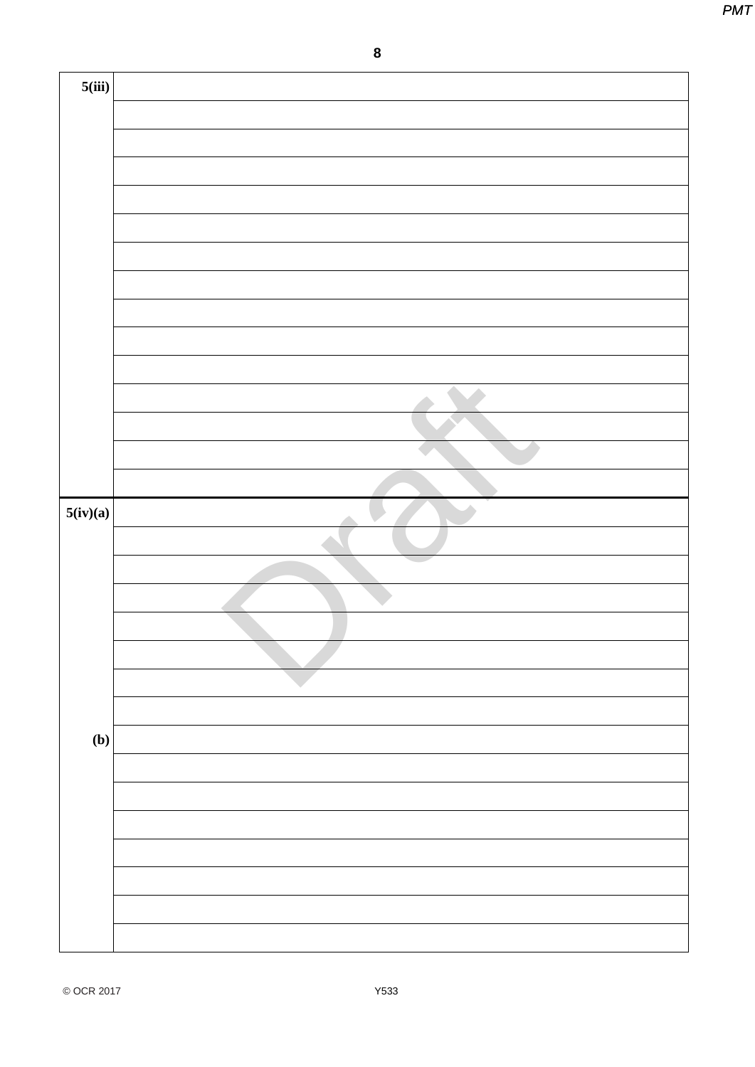| | |
|---|---|
| **5(iii)** | |
| | |
| | |
| | |
| | |
| | |
| | |
| | |
| | |
| | |
| | |
| | |
| | |
| | |
| | |
| **5(iv)(a)** | |
| | |
| | |
| | |
| | |
| | |
| | |
| | |
| **(b)** | |
| | |
| | |
| | |
| | |
| | |
| | |
| | |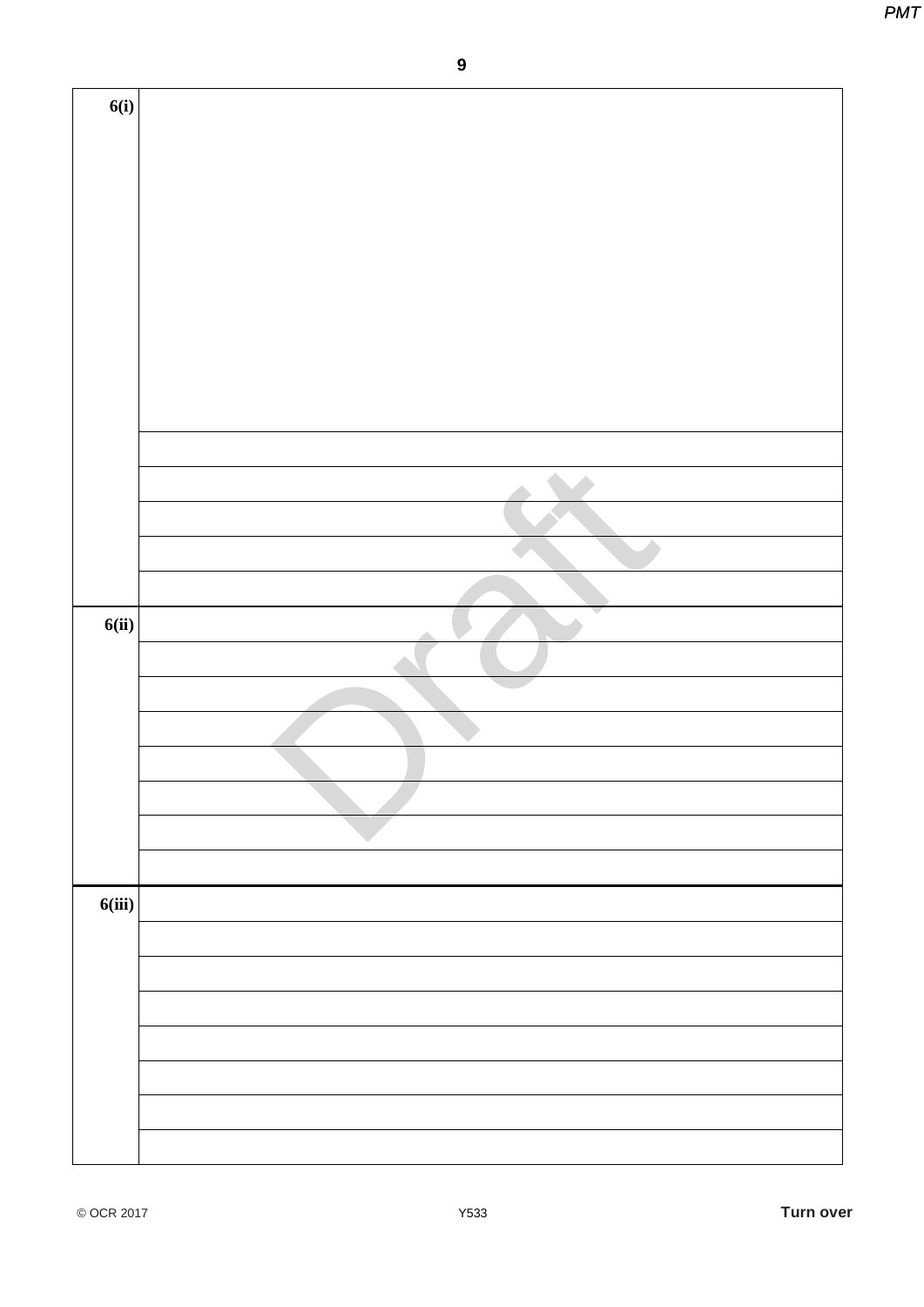| | |
|---|---|
| **6(i)** | |
| | |
| | |
| | |
| | |
| | |
| **6(ii)** | |
| | |
| | |
| | |
| | |
| | |
| | |
| | |
| **6(iii)** | |
| | |
| | |
| | |
| | |
| | |
| | |
| | |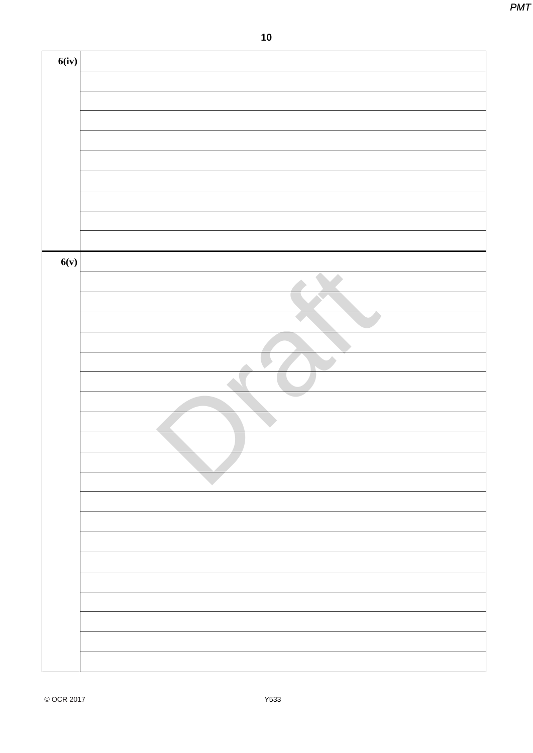| 6(iv) | |
|---|---|
| | |
| | |
| | |
| | |
| | |
| | |
| | |
| | |
| | |
| **6(v)** | |
| | |
| | |
| | |
| | |
| | |
| | |
| | |
| | |
| | |
| | |
| | |
| | |
| | |
| | |
| | |
| | |
| | |
| | |
| | |
| | |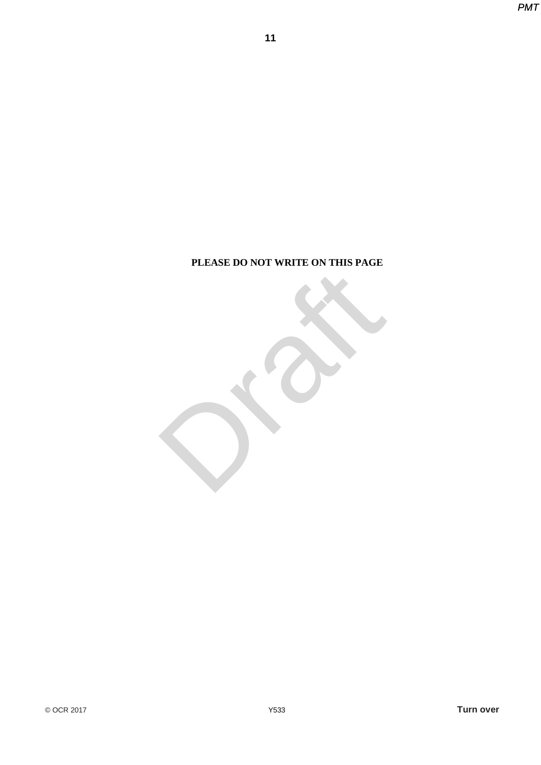**PLEASE DO NOT WRITE ON THIS PAGE**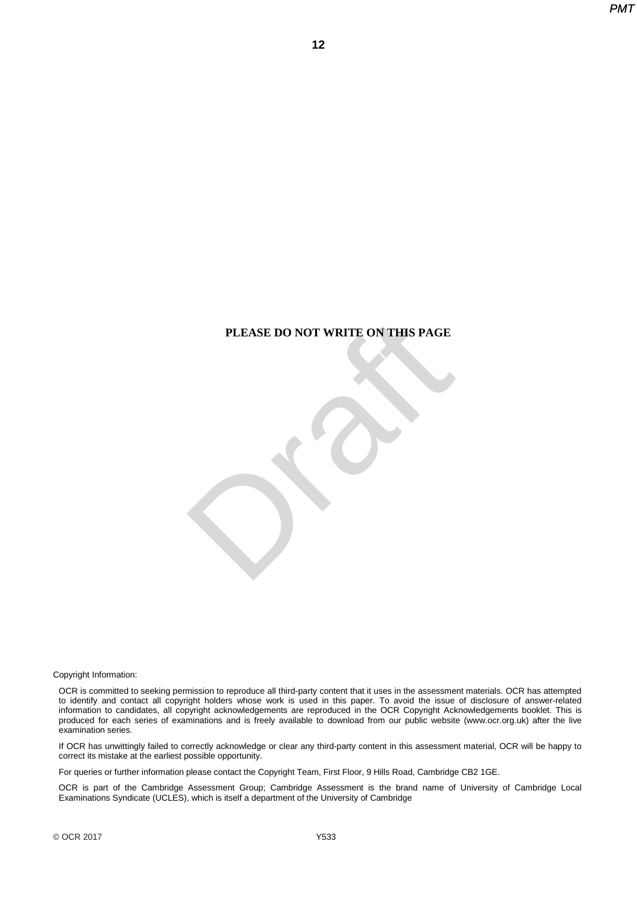**PLEASE DO NOT WRITE ON THIS PAGE**

Copyright Information:

OCR is committed to seeking permission to reproduce all third-party content that it uses in the assessment materials. OCR has attempted to identify and contact all copyright holders whose work is used in this paper. To avoid the issue of disclosure of answer-related information to candidates, all copyright acknowledgements are reproduced in the OCR Copyright Acknowledgements booklet. This is produced for each series of examinations and is freely available to download from our public website (www.ocr.org.uk) after the live examination series.

If OCR has unwittingly failed to correctly acknowledge or clear any third-party content in this assessment material, OCR will be happy to correct its mistake at the earliest possible opportunity.

For queries or further information please contact the Copyright Team, First Floor, 9 Hills Road, Cambridge CB2 1GE.

OCR is part of the Cambridge Assessment Group; Cambridge Assessment is the brand name of University of Cambridge Local Examinations Syndicate (UCLES), which is itself a department of the University of Cambridge